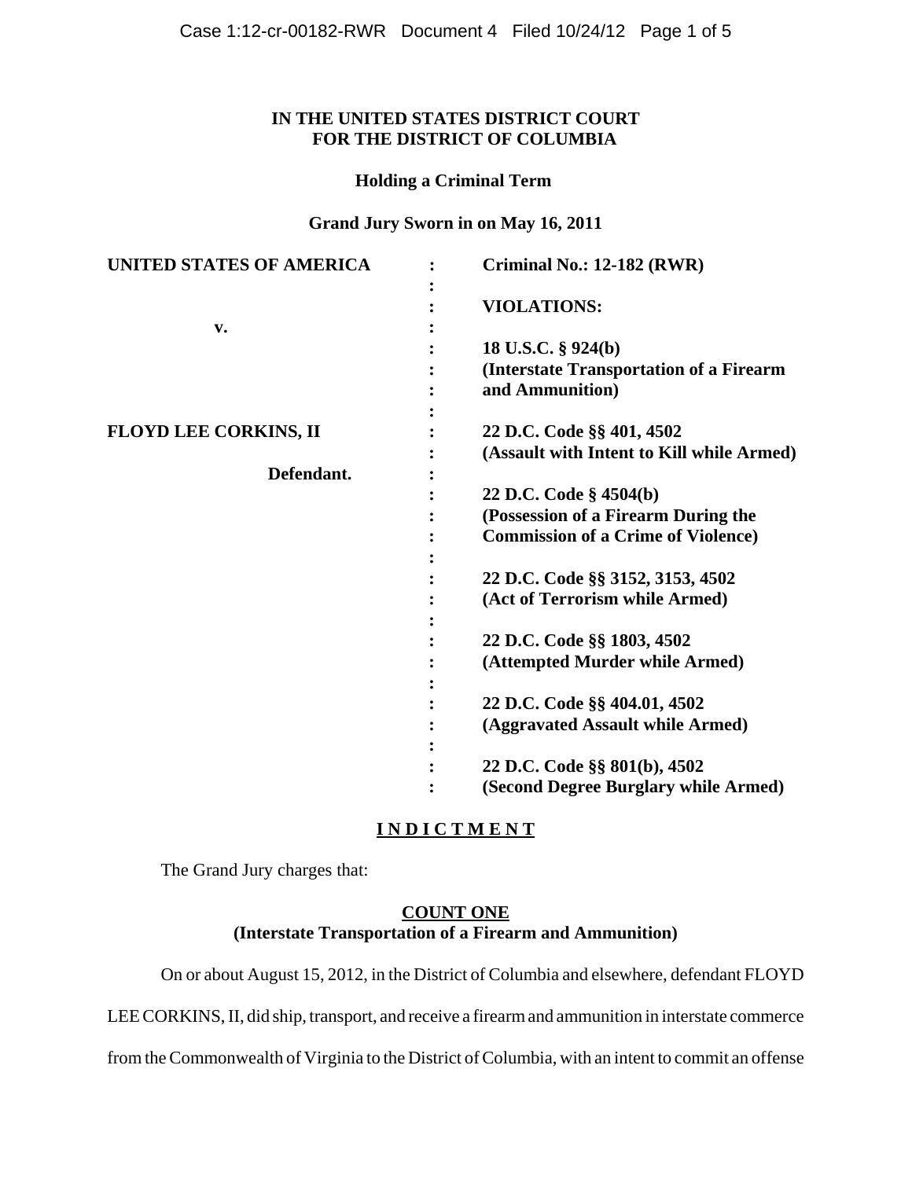**IN THE UNITED STATES DISTRICT COURT**
**FOR THE DISTRICT OF COLUMBIA**

**Holding a Criminal Term**

**Grand Jury Sworn in on May 16, 2011**

| | | |
|---|---|---|
| **UNITED STATES OF AMERICA** | : | **Criminal No.: 12-182 (RWR)** |
| | : | **VIOLATIONS:** |
| **v.** | : | |
| | : | **18 U.S.C. § 924(b)** **(Interstate Transportation of a Firearm and Ammunition)** |
| **FLOYD LEE CORKINS, II** | : | **22 D.C. Code §§ 401, 4502** **(Assault with Intent to Kill while Armed)** |
| **Defendant.** | : | **22 D.C. Code § 4504(b)** **(Possession of a Firearm During the Commission of a Crime of Violence)** |
| | : | **22 D.C. Code §§ 3152, 3153, 4502** **(Act of Terrorism while Armed)** |
| | : | **22 D.C. Code §§ 1803, 4502** **(Attempted Murder while Armed)** |
| | : | **22 D.C. Code §§ 404.01, 4502** **(Aggravated Assault while Armed)** |
| | : | **22 D.C. Code §§ 801(b), 4502** **(Second Degree Burglary while Armed)** |

**I N D I C T M E N T**

The Grand Jury charges that:

**COUNT ONE**
**(Interstate Transportation of a Firearm and Ammunition)**

On or about August 15, 2012, in the District of Columbia and elsewhere, defendant FLOYD LEE CORKINS, II, did ship, transport, and receive a firearm and ammunition in interstate commerce from the Commonwealth of Virginia to the District of Columbia, with an intent to commit an offense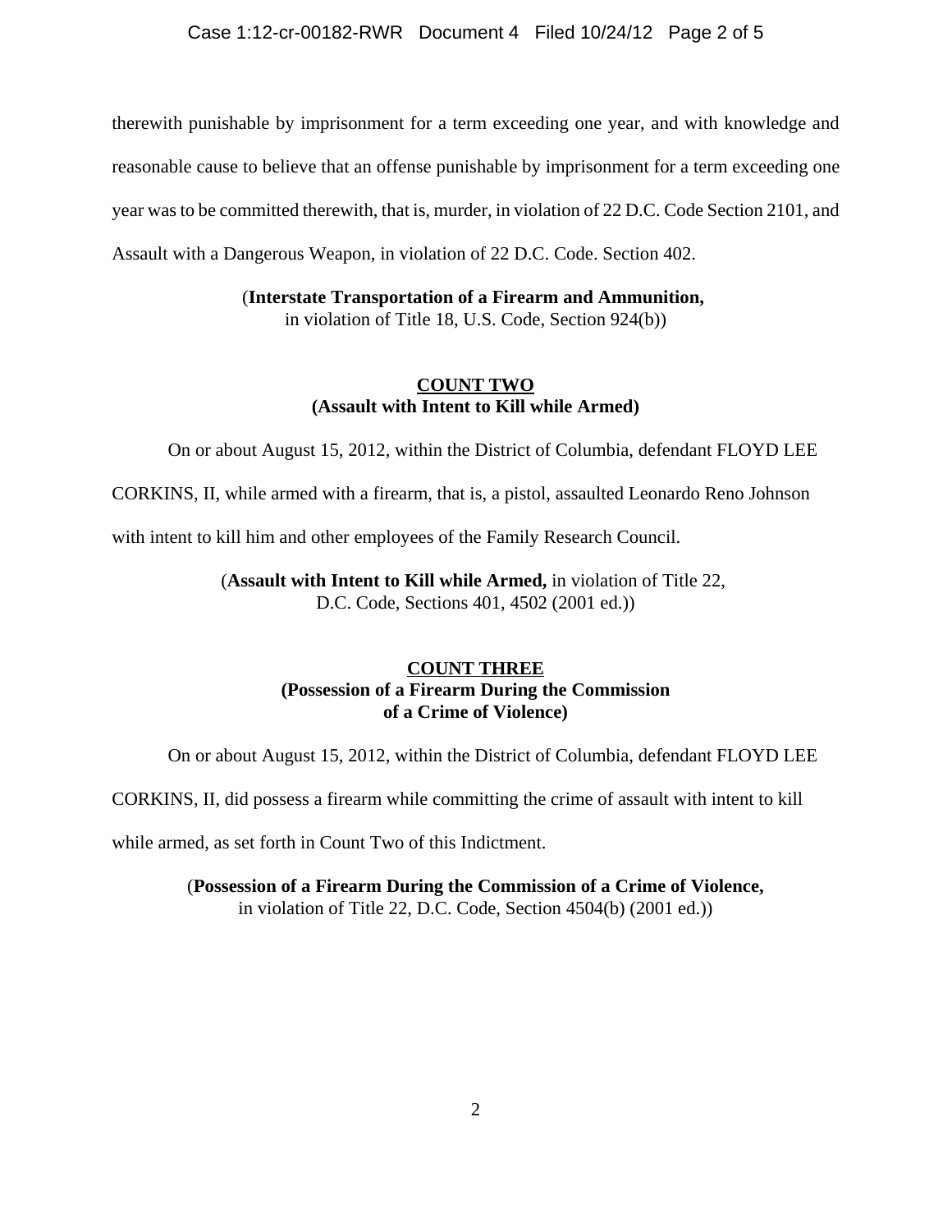therewith punishable by imprisonment for a term exceeding one year, and with knowledge and reasonable cause to believe that an offense punishable by imprisonment for a term exceeding one year was to be committed therewith, that is, murder, in violation of 22 D.C. Code Section 2101, and Assault with a Dangerous Weapon, in violation of 22 D.C. Code. Section 402.

(**Interstate Transportation of a Firearm and Ammunition,** in violation of Title 18, U.S. Code, Section 924(b))

**COUNT TWO**
**(Assault with Intent to Kill while Armed)**

On or about August 15, 2012, within the District of Columbia, defendant FLOYD LEE CORKINS, II, while armed with a firearm, that is, a pistol, assaulted Leonardo Reno Johnson with intent to kill him and other employees of the Family Research Council.

(**Assault with Intent to Kill while Armed,** in violation of Title 22, D.C. Code, Sections 401, 4502 (2001 ed.))

**COUNT THREE**
**(Possession of a Firearm During the Commission of a Crime of Violence)**

On or about August 15, 2012, within the District of Columbia, defendant FLOYD LEE CORKINS, II, did possess a firearm while committing the crime of assault with intent to kill while armed, as set forth in Count Two of this Indictment.

(**Possession of a Firearm During the Commission of a Crime of Violence,** in violation of Title 22, D.C. Code, Section 4504(b) (2001 ed.))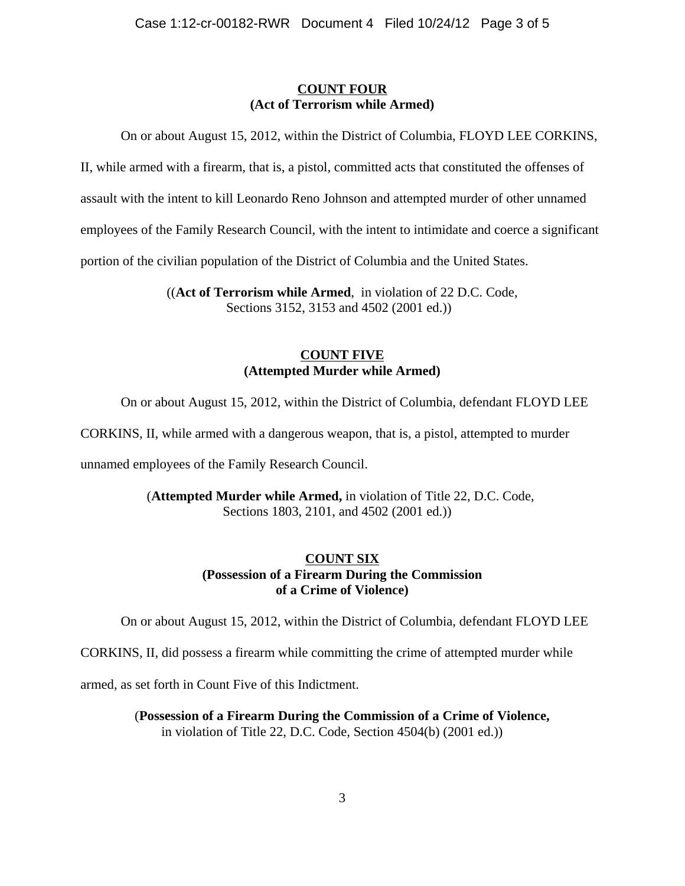**COUNT FOUR**
**(Act of Terrorism while Armed)**

On or about August 15, 2012, within the District of Columbia, FLOYD LEE CORKINS, II, while armed with a firearm, that is, a pistol, committed acts that constituted the offenses of assault with the intent to kill Leonardo Reno Johnson and attempted murder of other unnamed employees of the Family Research Council, with the intent to intimidate and coerce a significant portion of the civilian population of the District of Columbia and the United States.

((**Act of Terrorism while Armed**, in violation of 22 D.C. Code, Sections 3152, 3153 and 4502 (2001 ed.))

**COUNT FIVE**
**(Attempted Murder while Armed)**

On or about August 15, 2012, within the District of Columbia, defendant FLOYD LEE CORKINS, II, while armed with a dangerous weapon, that is, a pistol, attempted to murder unnamed employees of the Family Research Council.

(**Attempted Murder while Armed,** in violation of Title 22, D.C. Code, Sections 1803, 2101, and 4502 (2001 ed.))

**COUNT SIX**
**(Possession of a Firearm During the Commission of a Crime of Violence)**

On or about August 15, 2012, within the District of Columbia, defendant FLOYD LEE CORKINS, II, did possess a firearm while committing the crime of attempted murder while armed, as set forth in Count Five of this Indictment.

(**Possession of a Firearm During the Commission of a Crime of Violence,** in violation of Title 22, D.C. Code, Section 4504(b) (2001 ed.))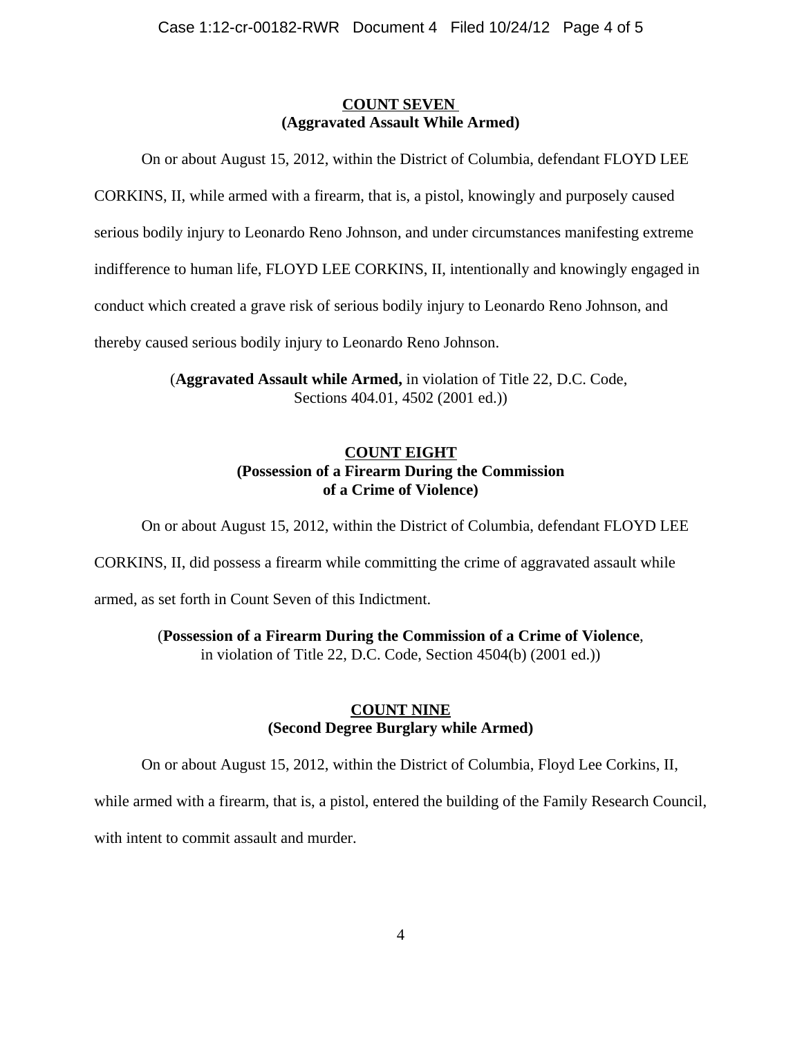**COUNT SEVEN**
**(Aggravated Assault While Armed)**

On or about August 15, 2012, within the District of Columbia, defendant FLOYD LEE CORKINS, II, while armed with a firearm, that is, a pistol, knowingly and purposely caused serious bodily injury to Leonardo Reno Johnson, and under circumstances manifesting extreme indifference to human life, FLOYD LEE CORKINS, II, intentionally and knowingly engaged in conduct which created a grave risk of serious bodily injury to Leonardo Reno Johnson, and thereby caused serious bodily injury to Leonardo Reno Johnson.

(**Aggravated Assault while Armed,** in violation of Title 22, D.C. Code, Sections 404.01, 4502 (2001 ed.))

**COUNT EIGHT**
**(Possession of a Firearm During the Commission of a Crime of Violence)**

On or about August 15, 2012, within the District of Columbia, defendant FLOYD LEE CORKINS, II, did possess a firearm while committing the crime of aggravated assault while armed, as set forth in Count Seven of this Indictment.

(**Possession of a Firearm During the Commission of a Crime of Violence**, in violation of Title 22, D.C. Code, Section 4504(b) (2001 ed.))

**COUNT NINE**
**(Second Degree Burglary while Armed)**

On or about August 15, 2012, within the District of Columbia, Floyd Lee Corkins, II, while armed with a firearm, that is, a pistol, entered the building of the Family Research Council, with intent to commit assault and murder.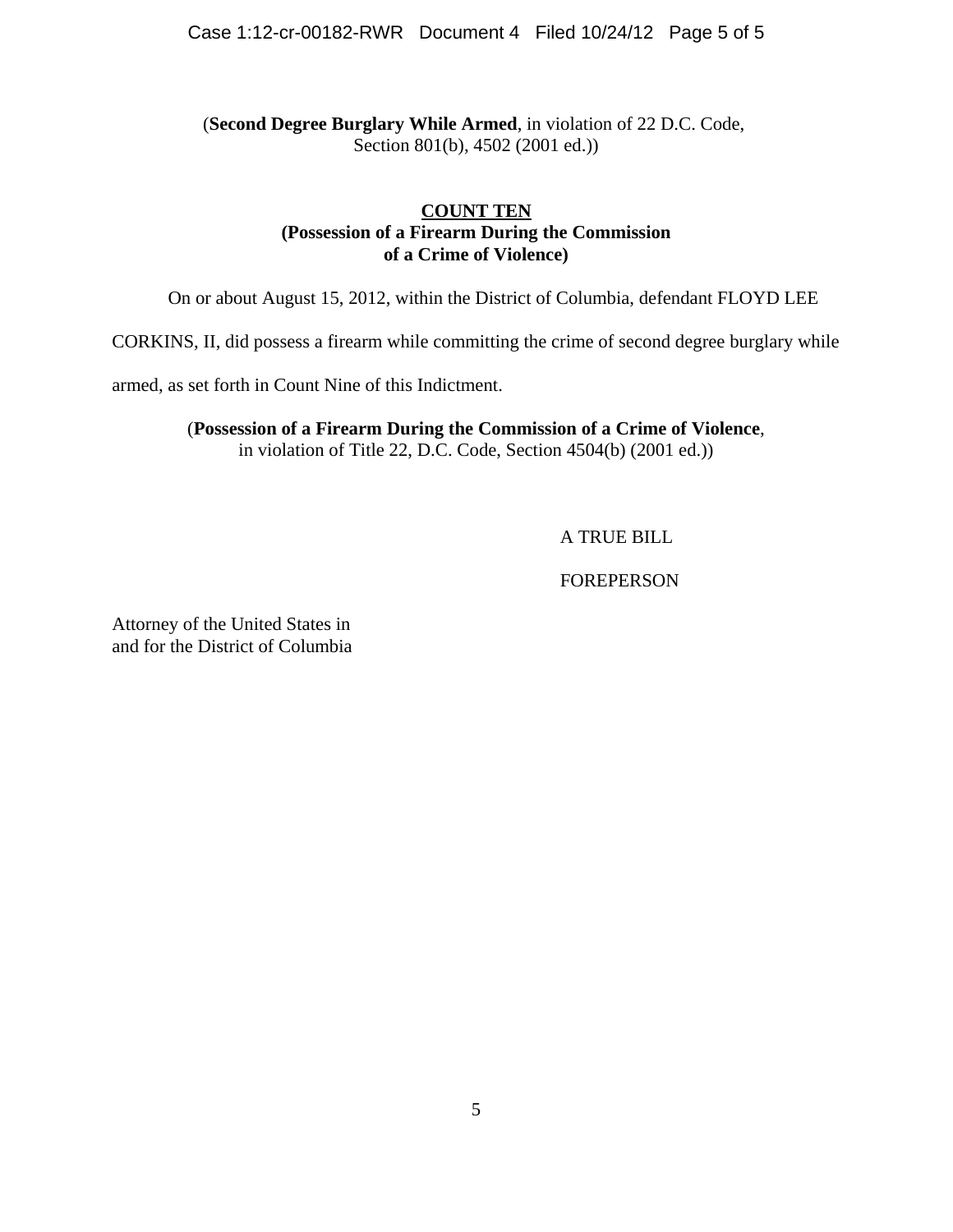(**Second Degree Burglary While Armed**, in violation of 22 D.C. Code, Section 801(b), 4502 (2001 ed.))

**COUNT TEN**
**(Possession of a Firearm During the Commission of a Crime of Violence)**

On or about August 15, 2012, within the District of Columbia, defendant FLOYD LEE CORKINS, II, did possess a firearm while committing the crime of second degree burglary while armed, as set forth in Count Nine of this Indictment.

(**Possession of a Firearm During the Commission of a Crime of Violence**, in violation of Title 22, D.C. Code, Section 4504(b) (2001 ed.))

A TRUE BILL

FOREPERSON

Attorney of the United States in
and for the District of Columbia